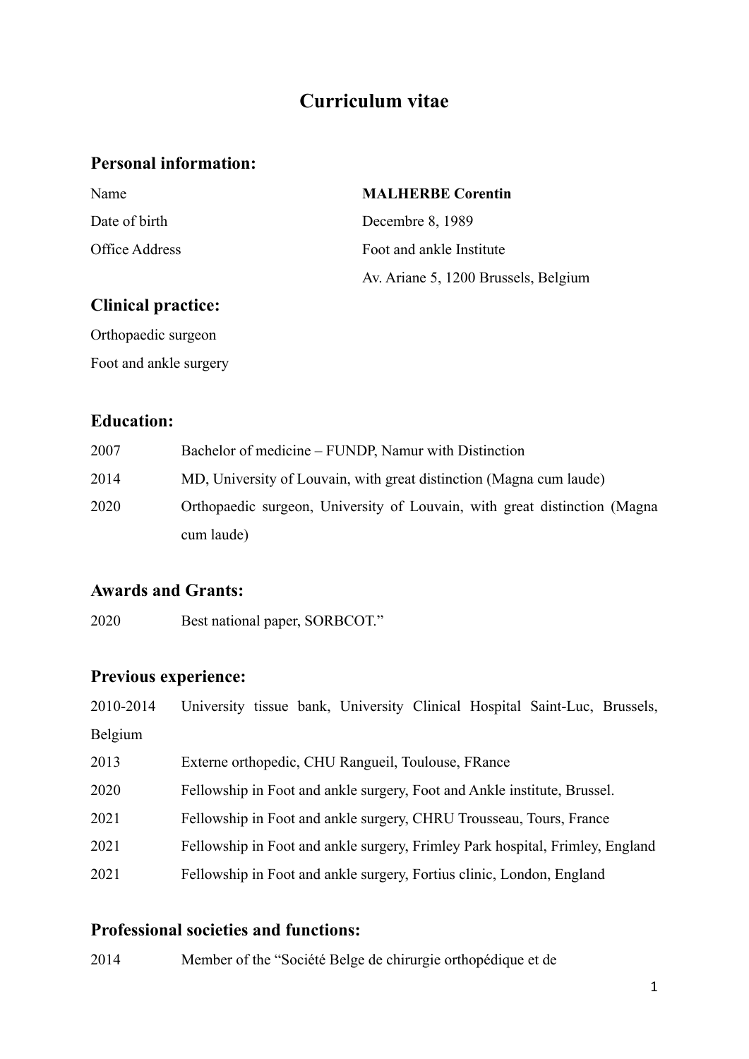# Curriculum vitae

## Personal information:

| | |
|---|---|
| Name | **MALHERBE Corentin** |
| Date of birth | Decembre 8, 1989 |
| Office Address | Foot and ankle Institute |
| | Av. Ariane 5, 1200 Brussels, Belgium |

## Clinical practice:

Orthopaedic surgeon

Foot and ankle surgery

## Education:

| | |
|---|---|
| 2007 | Bachelor of medicine – FUNDP, Namur with Distinction |
| 2014 | MD, University of Louvain, with great distinction (Magna cum laude) |
| 2020 | Orthopaedic surgeon, University of Louvain, with great distinction (Magna cum laude) |

## Awards and Grants:

| | |
|---|---|
| 2020 | Best national paper, SORBCOT." |

## Previous experience:

| | |
|---|---|
| 2010-2014 | University tissue bank, University Clinical Hospital Saint-Luc, Brussels, Belgium |
| 2013 | Externe orthopedic, CHU Rangueil, Toulouse, FRance |
| 2020 | Fellowship in Foot and ankle surgery, Foot and Ankle institute, Brussel. |
| 2021 | Fellowship in Foot and ankle surgery, CHRU Trousseau, Tours, France |
| 2021 | Fellowship in Foot and ankle surgery, Frimley Park hospital, Frimley, England |
| 2021 | Fellowship in Foot and ankle surgery, Fortius clinic, London, England |

## Professional societies and functions:

| | |
|---|---|
| 2014 | Member of the "Société Belge de chirurgie orthopédique et de |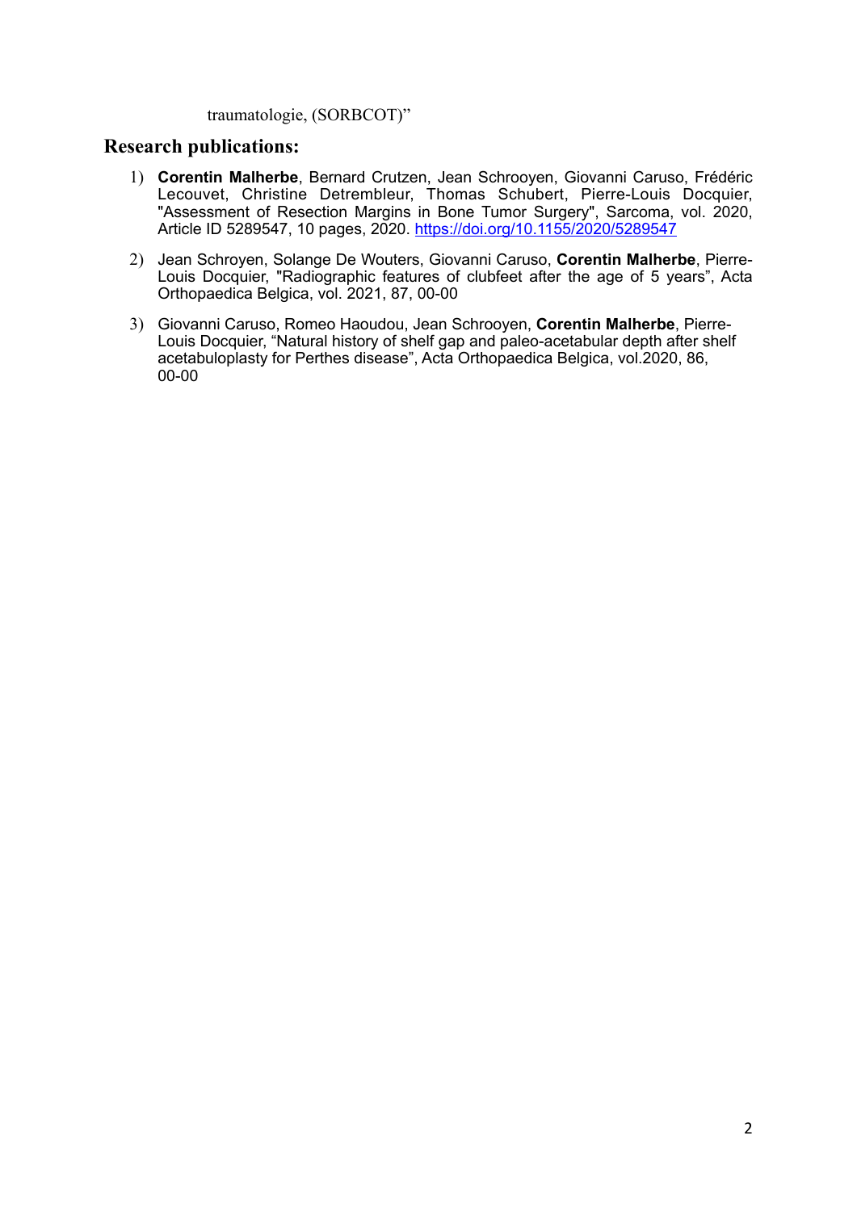traumatologie, (SORBCOT)"

## Research publications:

1) **Corentin Malherbe**, Bernard Crutzen, Jean Schrooyen, Giovanni Caruso, Frédéric Lecouvet, Christine Detrembleur, Thomas Schubert, Pierre-Louis Docquier, "Assessment of Resection Margins in Bone Tumor Surgery", Sarcoma, vol. 2020, Article ID 5289547, 10 pages, 2020. https://doi.org/10.1155/2020/5289547

2) Jean Schroyen, Solange De Wouters, Giovanni Caruso, **Corentin Malherbe**, Pierre-Louis Docquier, "Radiographic features of clubfeet after the age of 5 years", Acta Orthopaedica Belgica, vol. 2021, 87, 00-00

3) Giovanni Caruso, Romeo Haoudou, Jean Schrooyen, **Corentin Malherbe**, Pierre-Louis Docquier, "Natural history of shelf gap and paleo-acetabular depth after shelf acetabuloplasty for Perthes disease", Acta Orthopaedica Belgica, vol.2020, 86, 00-00